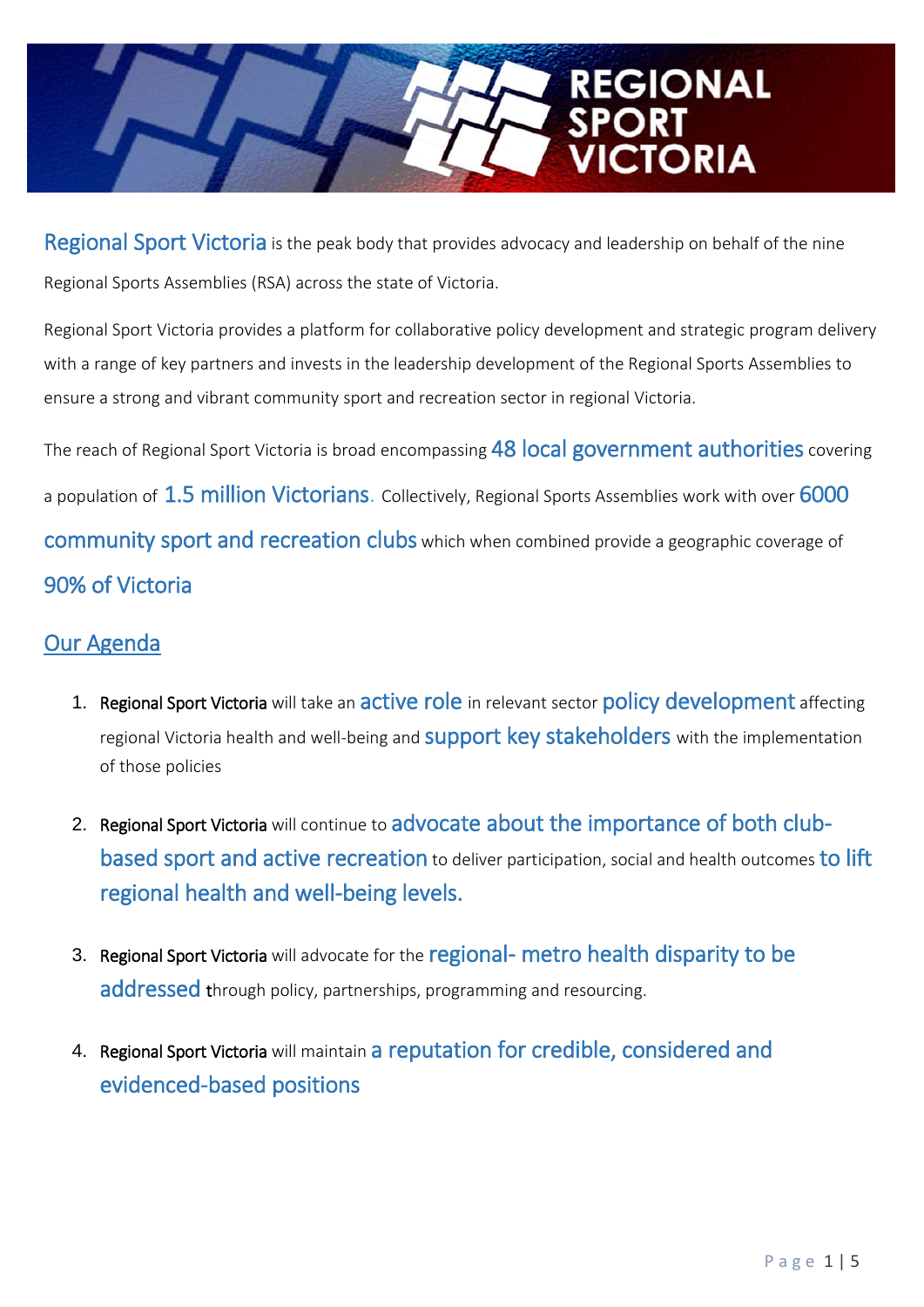# REGIONAL SPORT VICTORIA

Regional Sport Victoria is the peak body that provides advocacy and leadership on behalf of the nine Regional Sports Assemblies (RSA) across the state of Victoria.

Regional Sport Victoria provides a platform for collaborative policy development and strategic program delivery with a range of key partners and invests in the leadership development of the Regional Sports Assemblies to ensure a strong and vibrant community sport and recreation sector in regional Victoria.

The reach of Regional Sport Victoria is broad encompassing 48 local government authorities covering a population of 1.5 million Victorians. Collectively, Regional Sports Assemblies work with over 6000 community sport and recreation clubs which when combined provide a geographic coverage of 90% of Victoria

## Our Agenda

1. Regional Sport Victoria will take an active role in relevant sector policy development affecting regional Victoria health and well-being and support key stakeholders with the implementation of those policies

2. Regional Sport Victoria will continue to advocate about the importance of both club-based sport and active recreation to deliver participation, social and health outcomes to lift regional health and well-being levels.

3. Regional Sport Victoria will advocate for the regional- metro health disparity to be addressed through policy, partnerships, programming and resourcing.

4. Regional Sport Victoria will maintain a reputation for credible, considered and evidenced-based positions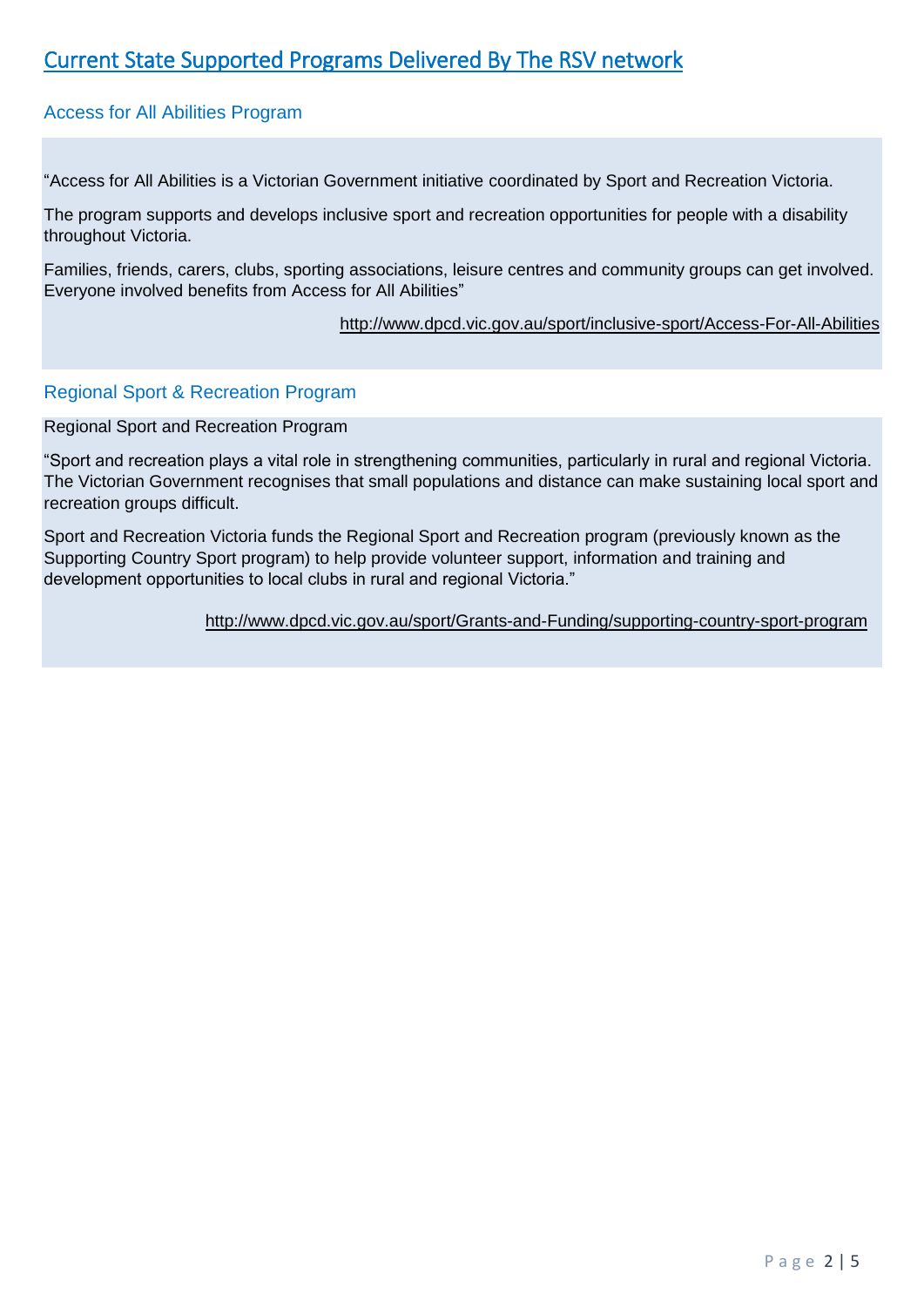# Current State Supported Programs Delivered By The RSV network

## Access for All Abilities Program

"Access for All Abilities is a Victorian Government initiative coordinated by Sport and Recreation Victoria.

The program supports and develops inclusive sport and recreation opportunities for people with a disability throughout Victoria.

Families, friends, carers, clubs, sporting associations, leisure centres and community groups can get involved. Everyone involved benefits from Access for All Abilities"

http://www.dpcd.vic.gov.au/sport/inclusive-sport/Access-For-All-Abilities

## Regional Sport & Recreation Program

Regional Sport and Recreation Program

"Sport and recreation plays a vital role in strengthening communities, particularly in rural and regional Victoria. The Victorian Government recognises that small populations and distance can make sustaining local sport and recreation groups difficult.

Sport and Recreation Victoria funds the Regional Sport and Recreation program (previously known as the Supporting Country Sport program) to help provide volunteer support, information and training and development opportunities to local clubs in rural and regional Victoria."

http://www.dpcd.vic.gov.au/sport/Grants-and-Funding/supporting-country-sport-program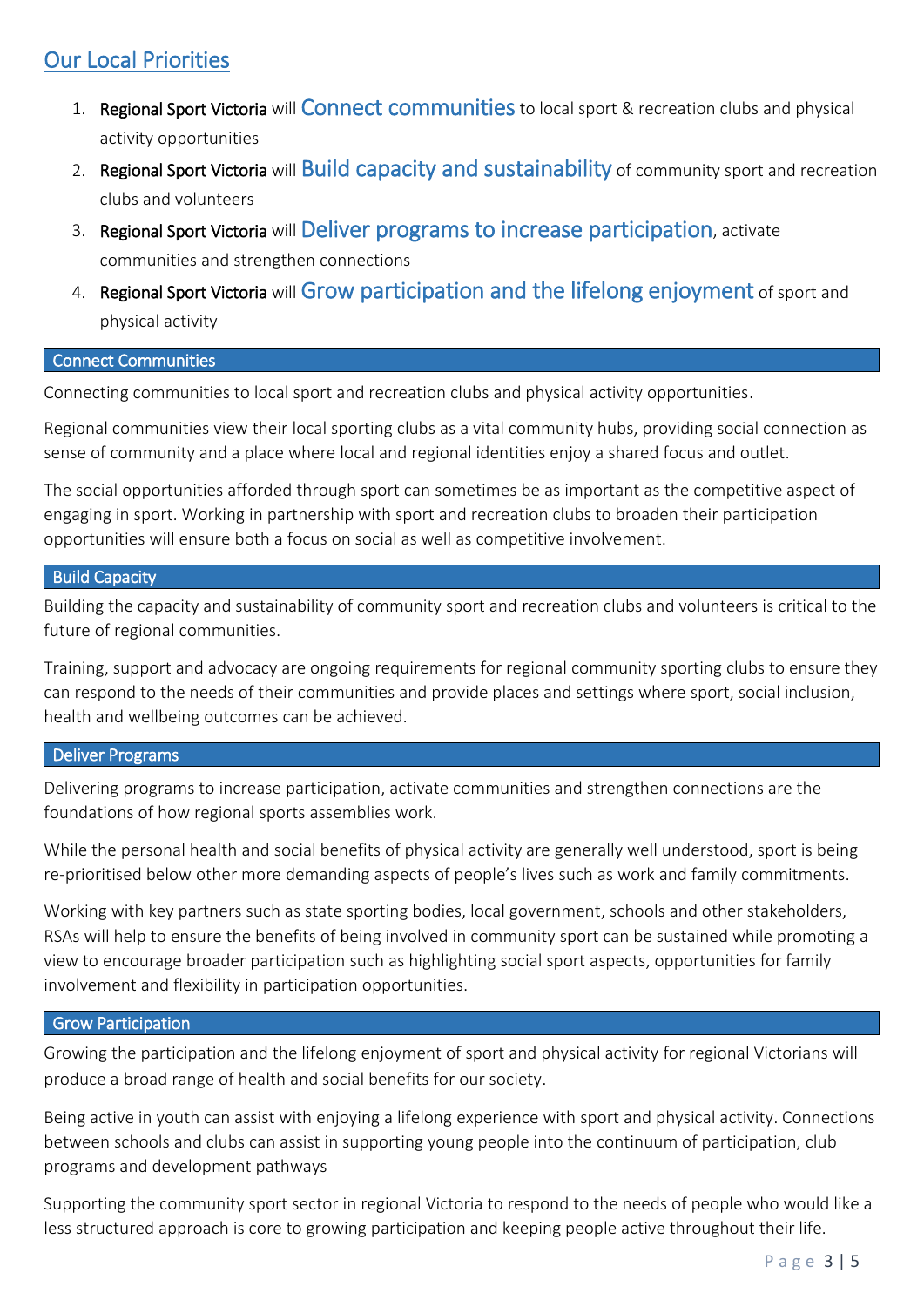## Our Local Priorities

1. Regional Sport Victoria will **Connect communities** to local sport & recreation clubs and physical activity opportunities
2. Regional Sport Victoria will **Build capacity and sustainability** of community sport and recreation clubs and volunteers
3. Regional Sport Victoria will **Deliver programs to increase participation**, activate communities and strengthen connections
4. Regional Sport Victoria will **Grow participation and the lifelong enjoyment** of sport and physical activity

### Connect Communities

Connecting communities to local sport and recreation clubs and physical activity opportunities.

Regional communities view their local sporting clubs as a vital community hubs, providing social connection as sense of community and a place where local and regional identities enjoy a shared focus and outlet.

The social opportunities afforded through sport can sometimes be as important as the competitive aspect of engaging in sport. Working in partnership with sport and recreation clubs to broaden their participation opportunities will ensure both a focus on social as well as competitive involvement.

### Build Capacity

Building the capacity and sustainability of community sport and recreation clubs and volunteers is critical to the future of regional communities.

Training, support and advocacy are ongoing requirements for regional community sporting clubs to ensure they can respond to the needs of their communities and provide places and settings where sport, social inclusion, health and wellbeing outcomes can be achieved.

### Deliver Programs

Delivering programs to increase participation, activate communities and strengthen connections are the foundations of how regional sports assemblies work.

While the personal health and social benefits of physical activity are generally well understood, sport is being re-prioritised below other more demanding aspects of people's lives such as work and family commitments.

Working with key partners such as state sporting bodies, local government, schools and other stakeholders, RSAs will help to ensure the benefits of being involved in community sport can be sustained while promoting a view to encourage broader participation such as highlighting social sport aspects, opportunities for family involvement and flexibility in participation opportunities.

### Grow Participation

Growing the participation and the lifelong enjoyment of sport and physical activity for regional Victorians will produce a broad range of health and social benefits for our society.

Being active in youth can assist with enjoying a lifelong experience with sport and physical activity. Connections between schools and clubs can assist in supporting young people into the continuum of participation, club programs and development pathways

Supporting the community sport sector in regional Victoria to respond to the needs of people who would like a less structured approach is core to growing participation and keeping people active throughout their life.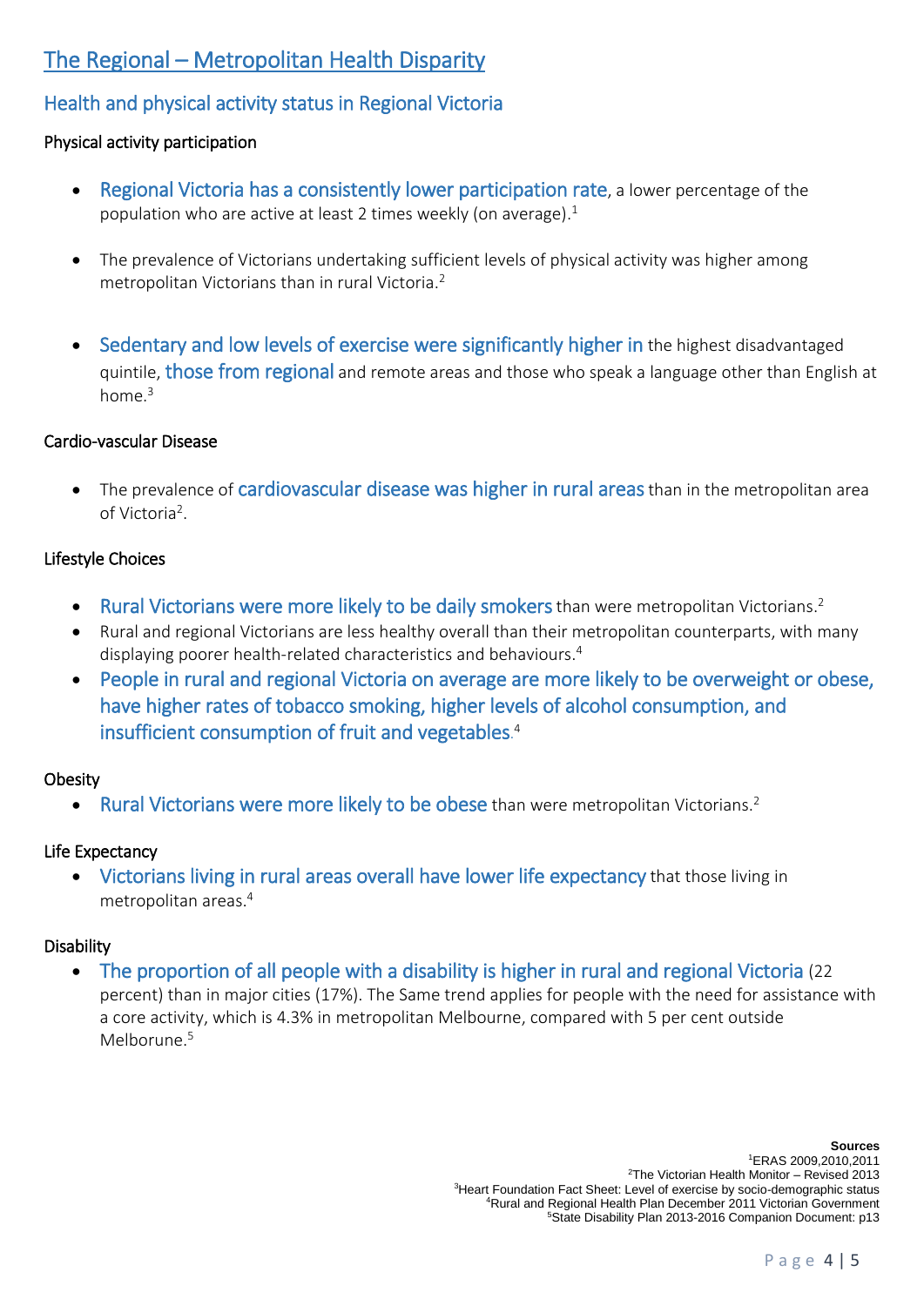# The Regional – Metropolitan Health Disparity

## Health and physical activity status in Regional Victoria

### Physical activity participation

- Regional Victoria has a consistently lower participation rate, a lower percentage of the population who are active at least 2 times weekly (on average).[1]

- The prevalence of Victorians undertaking sufficient levels of physical activity was higher among metropolitan Victorians than in rural Victoria.[2]

- Sedentary and low levels of exercise were significantly higher in the highest disadvantaged quintile, those from regional and remote areas and those who speak a language other than English at home.[3]

### Cardio-vascular Disease

- The prevalence of cardiovascular disease was higher in rural areas than in the metropolitan area of Victoria[2].

### Lifestyle Choices

- Rural Victorians were more likely to be daily smokers than were metropolitan Victorians.[2]
- Rural and regional Victorians are less healthy overall than their metropolitan counterparts, with many displaying poorer health-related characteristics and behaviours.[4]
- People in rural and regional Victoria on average are more likely to be overweight or obese, have higher rates of tobacco smoking, higher levels of alcohol consumption, and insufficient consumption of fruit and vegetables.[4]

### Obesity

- Rural Victorians were more likely to be obese than were metropolitan Victorians.[2]

### Life Expectancy

- Victorians living in rural areas overall have lower life expectancy that those living in metropolitan areas.[4]

### Disability

- The proportion of all people with a disability is higher in rural and regional Victoria (22 percent) than in major cities (17%). The Same trend applies for people with the need for assistance with a core activity, which is 4.3% in metropolitan Melbourne, compared with 5 per cent outside Melborune.[5]

**Sources**

[1]ERAS 2009,2010,2011
[2]The Victorian Health Monitor – Revised 2013
[3]Heart Foundation Fact Sheet: Level of exercise by socio-demographic status
[4]Rural and Regional Health Plan December 2011 Victorian Government
[5]State Disability Plan 2013-2016 Companion Document: p13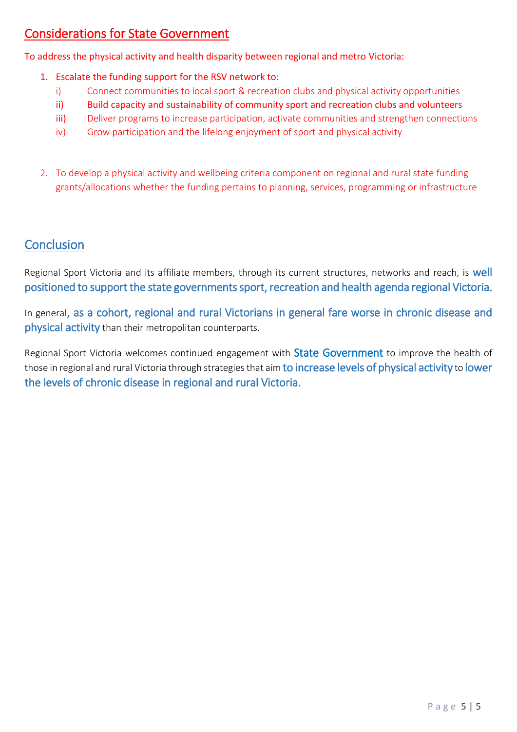## Considerations for State Government

To address the physical activity and health disparity between regional and metro Victoria:

1. Escalate the funding support for the RSV network to:
   i) Connect communities to local sport & recreation clubs and physical activity opportunities
   ii) Build capacity and sustainability of community sport and recreation clubs and volunteers
   iii) Deliver programs to increase participation, activate communities and strengthen connections
   iv) Grow participation and the lifelong enjoyment of sport and physical activity

2. To develop a physical activity and wellbeing criteria component on regional and rural state funding grants/allocations whether the funding pertains to planning, services, programming or infrastructure

## Conclusion

Regional Sport Victoria and its affiliate members, through its current structures, networks and reach, is well positioned to support the state governments sport, recreation and health agenda regional Victoria.

In general, as a cohort, regional and rural Victorians in general fare worse in chronic disease and physical activity than their metropolitan counterparts.

Regional Sport Victoria welcomes continued engagement with State Government to improve the health of those in regional and rural Victoria through strategies that aim to increase levels of physical activity to lower the levels of chronic disease in regional and rural Victoria.